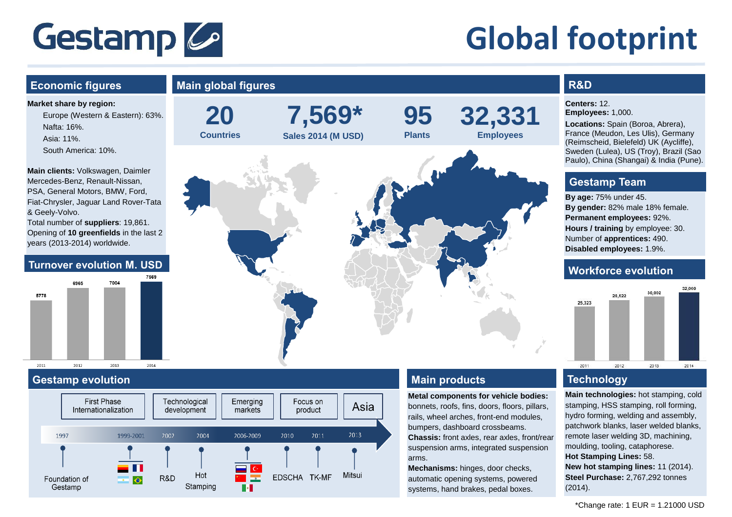# Gestamp

# Global footprint

## Economic figures

**Market share by region:**

- Europe (Western & Eastern): 63%.
- Nafta: 16%.
- Asia: 11%.
- South America: 10%.

**Main clients:** Volkswagen, Daimler Mercedes-Benz, Renault-Nissan, PSA, General Motors, BMW, Ford, Fiat-Chrysler, Jaguar Land Rover-Tata & Geely-Volvo.
Total number of **suppliers**: 19,861.
Opening of **10 greenfields** in the last 2 years (2013-2014) worldwide.

## Turnover evolution M. USD

| 2011 | 2012 | 2013 | 2014 |
|---|---|---|---|
| 5778 | 6965 | 7004 | 7569 |

## Main global figures

| 20 | 7,569* | 95 | 32,331 |
|---|---|---|---|
| Countries | Sales 2014 (M USD) | Plants | Employees |

## R&D

**Centers:** 12.
**Employees:** 1,000.
**Locations:** Spain (Boroa, Abrera), France (Meudon, Les Ulis), Germany (Reimscheid, Bielefeld) UK (Aycliffe), Sweden (Lulea), US (Troy), Brazil (Sao Paulo), China (Shangai) & India (Pune).

## Gestamp Team

**By age:** 75% under 45.
**By gender:** 82% male 18% female.
**Permanent employees:** 92%.
**Hours / training** by employee: 30.
Number of **apprentices:** 490.
**Disabled employees:** 1.9%.

## Workforce evolution

| 2011 | 2012 | 2013 | 2014 |
|---|---|---|---|
| 25,323 | 28,522 | 30,002 | 32,000 |

## Gestamp evolution

First Phase Internationalization | Technological development | Emerging markets | Focus on product | Asia

- 1997: Foundation of Gestamp
- 1999-2001: First Phase Internationalization
- 2002: R&D
- 2004: Hot Stamping
- 2006-2009: Emerging markets
- 2010: EDSCHA
- 2011: TK-MF
- 2013: Mitsui

## Main products

**Metal components for vehicle bodies:** bonnets, roofs, fins, doors, floors, pillars, rails, wheel arches, front-end modules, bumpers, dashboard crossbeams.
**Chassis:** front axles, rear axles, front/rear suspension arms, integrated suspension arms.
**Mechanisms:** hinges, door checks, automatic opening systems, powered systems, hand brakes, pedal boxes.

## Technology

**Main technologies:** hot stamping, cold stamping, HSS stamping, roll forming, hydro forming, welding and assembly, patchwork blanks, laser welded blanks, remote laser welding 3D, machining, moulding, tooling, cataphorese.
**Hot Stamping Lines:** 58.
**New hot stamping lines:** 11 (2014).
**Steel Purchase:** 2,767,292 tonnes (2014).

*Change rate: 1 EUR = 1.21000 USD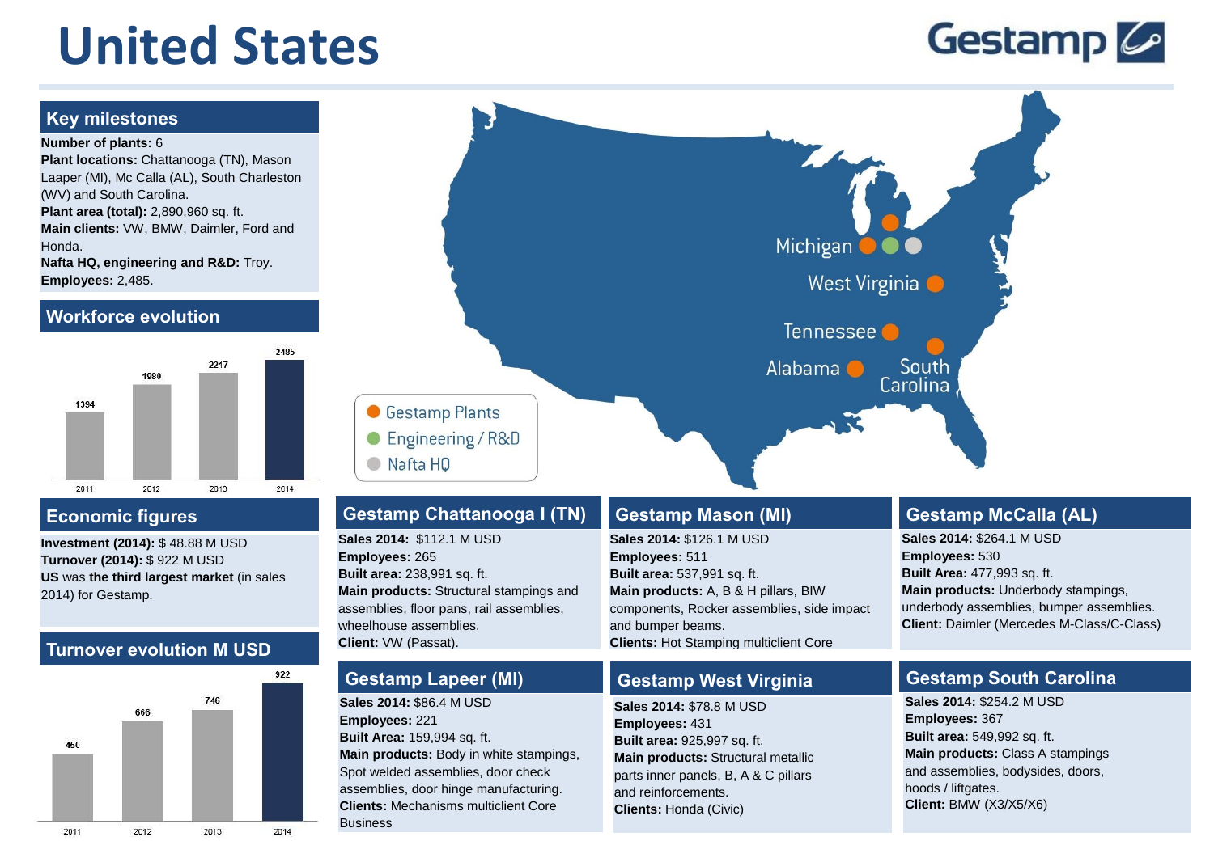# United States

Gestamp

## Key milestones

**Number of plants:** 6
**Plant locations:** Chattanooga (TN), Mason Laaper (MI), Mc Calla (AL), South Charleston (WV) and South Carolina.
**Plant area (total):** 2,890,960 sq. ft.
**Main clients:** VW, BMW, Daimler, Ford and Honda.
**Nafta HQ, engineering and R&D:** Troy.
**Employees:** 2,485.

## Workforce evolution

| Year | Workforce |
|---|---|
| 2011 | 1394 |
| 2012 | 1980 |
| 2013 | 2217 |
| 2014 | 2485 |

## Economic figures

**Investment (2014):** $ 48.88 M USD
**Turnover (2014):** $ 922 M USD
**US** was **the third largest market** (in sales 2014) for Gestamp.

## Turnover evolution M USD

| Year | Turnover |
|---|---|
| 2011 | 450 |
| 2012 | 666 |
| 2013 | 746 |
| 2014 | 922 |

Michigan, West Virginia, Tennessee, Alabama, South Carolina

- Gestamp Plants
- Engineering / R&D
- Nafta HQ

## Gestamp Chattanooga I (TN)

**Sales 2014:** $112.1 M USD
**Employees:** 265
**Built area:** 238,991 sq. ft.
**Main products:** Structural stampings and assemblies, floor pans, rail assemblies, wheelhouse assemblies.
**Client:** VW (Passat).

## Gestamp Mason (MI)

**Sales 2014:** $126.1 M USD
**Employees:** 511
**Built area:** 537,991 sq. ft.
**Main products:** A, B & H pillars, BIW components, Rocker assemblies, side impact and bumper beams.
**Clients:** Hot Stamping multiclient Core

## Gestamp McCalla (AL)

**Sales 2014:** $264.1 M USD
**Employees:** 530
**Built Area:** 477,993 sq. ft.
**Main products:** Underbody stampings, underbody assemblies, bumper assemblies.
**Client:** Daimler (Mercedes M-Class/C-Class)

## Gestamp Lapeer (MI)

**Sales 2014:** $86.4 M USD
**Employees:** 221
**Built Area:** 159,994 sq. ft.
**Main products:** Body in white stampings, Spot welded assemblies, door check assemblies, door hinge manufacturing.
**Clients:** Mechanisms multiclient Core Business

## Gestamp West Virginia

**Sales 2014:** $78.8 M USD
**Employees:** 431
**Built area:** 925,997 sq. ft.
**Main products:** Structural metallic parts inner panels, B, A & C pillars and reinforcements.
**Clients:** Honda (Civic)

## Gestamp South Carolina

**Sales 2014:** $254.2 M USD
**Employees:** 367
**Built area:** 549,992 sq. ft.
**Main products:** Class A stampings and assemblies, bodysides, doors, hoods / liftgates.
**Client:** BMW (X3/X5/X6)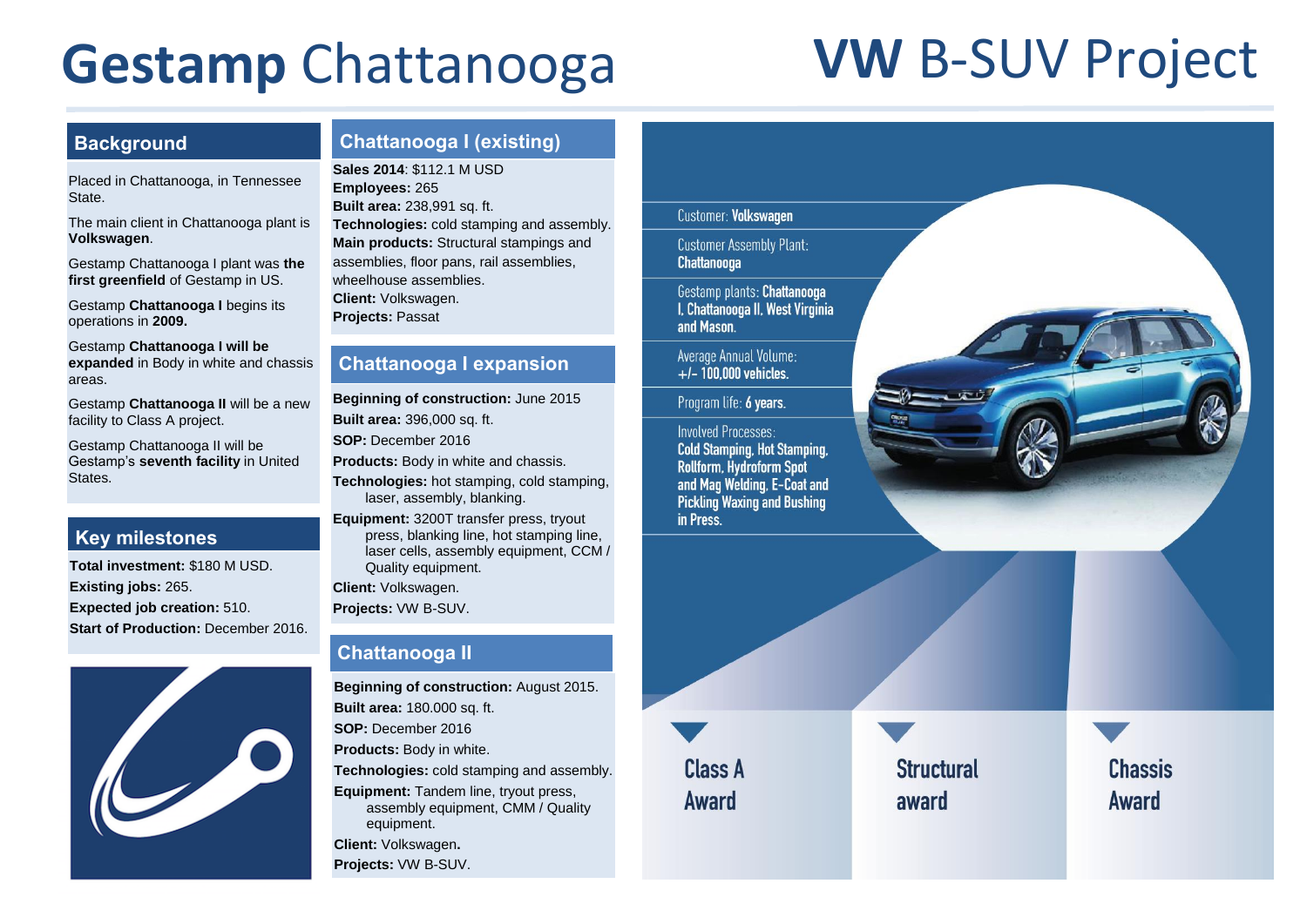# **Gestamp** Chattanooga

# **VW** B-SUV Project

## Background

Placed in Chattanooga, in Tennessee State.

The main client in Chattanooga plant is **Volkswagen**.

Gestamp Chattanooga I plant was **the first greenfield** of Gestamp in US.

Gestamp **Chattanooga I** begins its operations in **2009.**

Gestamp **Chattanooga I will be expanded** in Body in white and chassis areas.

Gestamp **Chattanooga II** will be a new facility to Class A project.

Gestamp Chattanooga II will be Gestamp's **seventh facility** in United States.

## Key milestones

**Total investment:** $180 M USD.
**Existing jobs:** 265.
**Expected job creation:** 510.
**Start of Production:** December 2016.

## Chattanooga I (existing)

**Sales 2014**: $112.1 M USD
**Employees:** 265
**Built area:** 238,991 sq. ft.
**Technologies:** cold stamping and assembly.
**Main products:** Structural stampings and assemblies, floor pans, rail assemblies, wheelhouse assemblies.
**Client:** Volkswagen.
**Projects:** Passat

## Chattanooga I expansion

**Beginning of construction:** June 2015
**Built area:** 396,000 sq. ft.
**SOP:** December 2016
**Products:** Body in white and chassis.
**Technologies:** hot stamping, cold stamping, laser, assembly, blanking.
**Equipment:** 3200T transfer press, tryout press, blanking line, hot stamping line, laser cells, assembly equipment, CCM / Quality equipment.
**Client:** Volkswagen.
**Projects:** VW B-SUV.

## Chattanooga II

**Beginning of construction:** August 2015.
**Built area:** 180.000 sq. ft.
**SOP:** December 2016
**Products:** Body in white.
**Technologies:** cold stamping and assembly.
**Equipment:** Tandem line, tryout press, assembly equipment, CMM / Quality equipment.
**Client:** Volkswagen**.**
**Projects:** VW B-SUV.

Customer: **Volkswagen**

Customer Assembly Plant: **Chattanooga**

Gestamp plants: **Chattanooga I, Chattanooga II, West Virginia and Mason.**

Average Annual Volume: **+/- 100,000 vehicles.**

Program life: **6 years.**

Involved Processes: **Cold Stamping, Hot Stamping, Rollform, Hydroform Spot and Mag Welding, E-Coat and Pickling Waxing and Bushing in Press.**

**Class A Award**

**Structural award**

**Chassis Award**